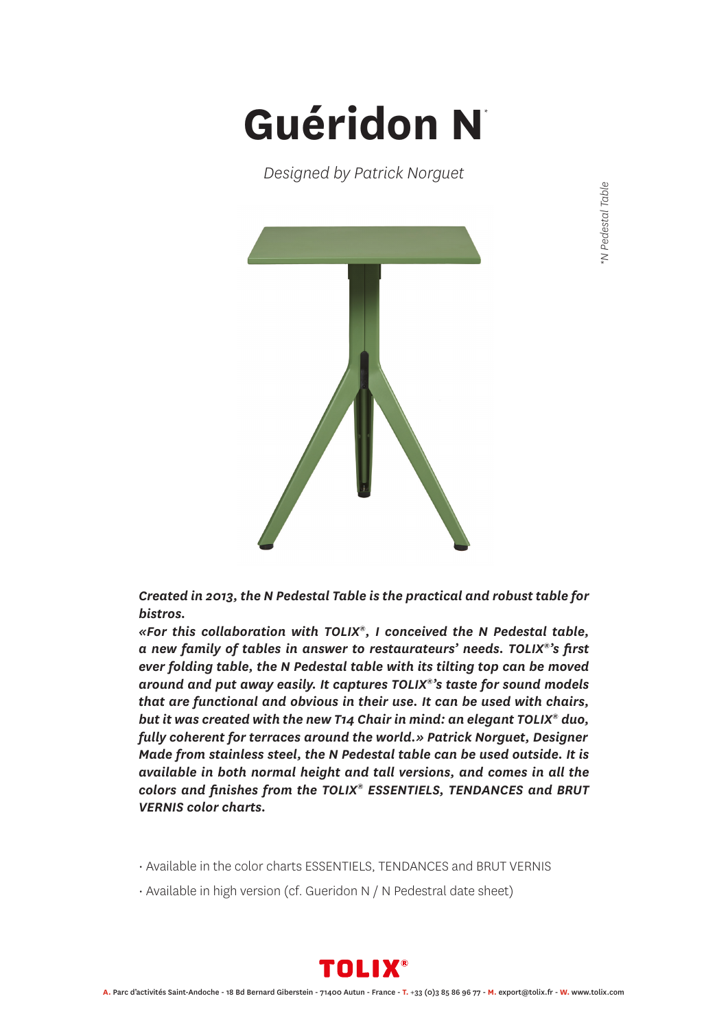# Guéridon N*

*Designed by Patrick Norguet*

*\*N Pedestal Table*

***Created in 2013, the N Pedestal Table is the practical and robust table for bistros.***
***«For this collaboration with TOLIX®, I conceived the N Pedestal table, a new family of tables in answer to restaurateurs' needs. TOLIX®'s first ever folding table, the N Pedestal table with its tilting top can be moved around and put away easily. It captures TOLIX®'s taste for sound models that are functional and obvious in their use. It can be used with chairs, but it was created with the new T14 Chair in mind: an elegant TOLIX® duo, fully coherent for terraces around the world.» Patrick Norguet, Designer***
***Made from stainless steel, the N Pedestal table can be used outside. It is available in both normal height and tall versions, and comes in all the colors and finishes from the TOLIX® ESSENTIELS, TENDANCES and BRUT VERNIS color charts.***

- Available in the color charts ESSENTIELS, TENDANCES and BRUT VERNIS
- Available in high version (cf. Gueridon N / N Pedestral date sheet)

TOLIX®

**A.** Parc d'activités Saint-Andoche - 18 Bd Bernard Giberstein - 71400 Autun - France - **T.** +33 (0)3 85 86 96 77 - **M.** export@tolix.fr - **W.** www.tolix.com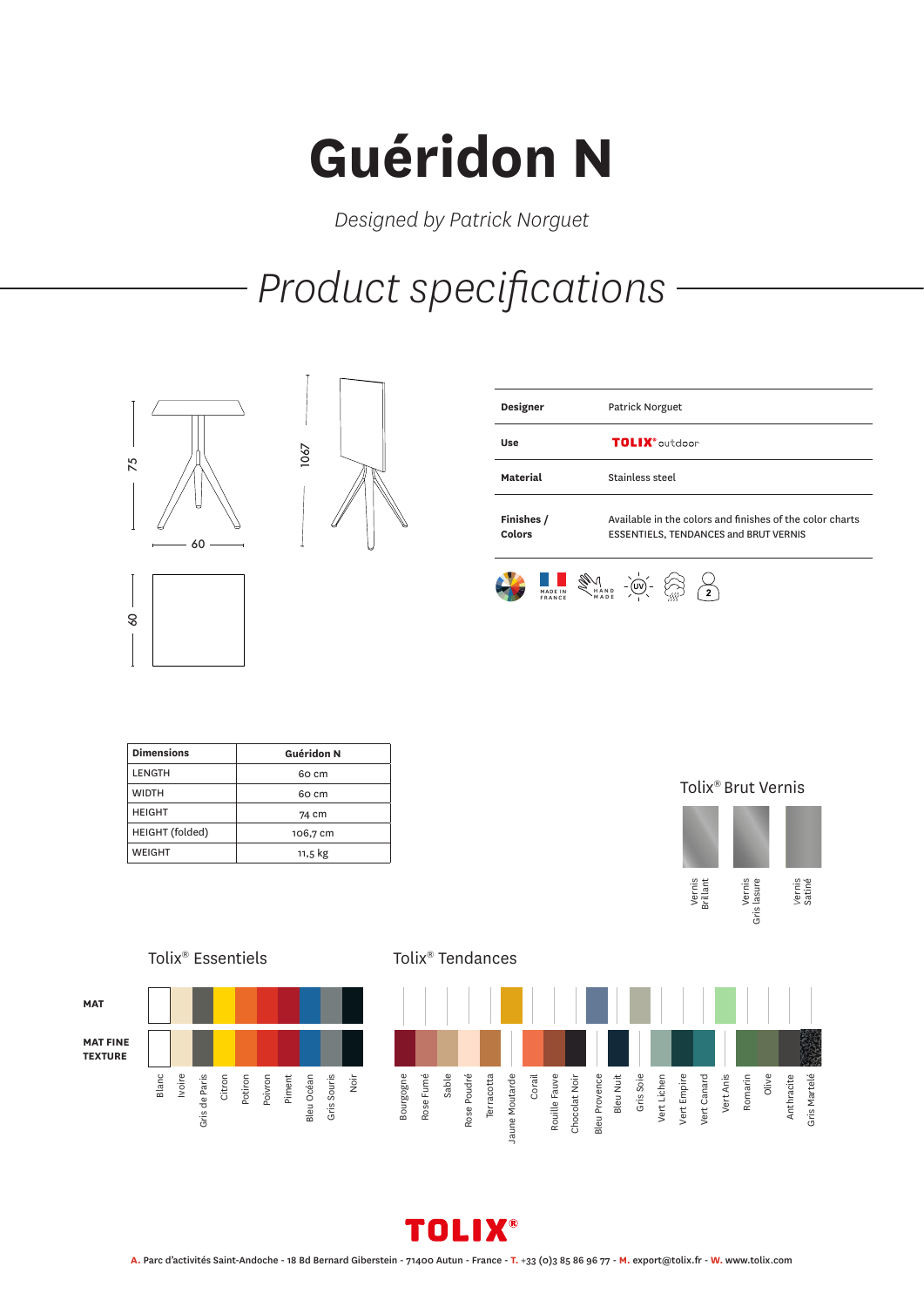# Guéridon N

*Designed by Patrick Norguet*

## *Product specifications*

75

60

1067

60

| | |
|---|---|
| **Designer** | Patrick Norguet |
| **Use** | TOLIX® outdoor |
| **Material** | Stainless steel |
| **Finishes / Colors** | Available in the colors and finishes of the color charts ESSENTIELS, TENDANCES and BRUT VERNIS |

MADE IN FRANCE

HAND MADE

UV

2

| Dimensions | Guéridon N |
|---|---|
| LENGTH | 60 cm |
| WIDTH | 60 cm |
| HEIGHT | 74 cm |
| HEIGHT (folded) | 106,7 cm |
| WEIGHT | 11,5 kg |

### Tolix® Brut Vernis

Vernis Brillant

Vernis Gris lasure

Vernis Satiné

### Tolix® Essentiels

MAT

MAT FINE TEXTURE

Blanc, Ivoire, Gris de Paris, Citron, Potiron, Poivron, Piment, Bleu Océan, Gris Souris, Noir

### Tolix® Tendances

Bourgogne, Rose Fumé, Sable, Rose Poudré, Terracotta, Jaune Moutarde, Corail, Rouille Fauve, Chocolat Noir, Bleu Provence, Bleu Nuit, Gris Soie, Vert Lichen, Vert Empire, Vert Canard, Vert Anis, Romarin, Olive, Anthracite, Gris Martelé

TOLIX®

**A.** Parc d'activités Saint-Andoche - 18 Bd Bernard Giberstein - 71400 Autun - France - **T.** +33 (0)3 85 86 96 77 - **M.** export@tolix.fr - **W.** www.tolix.com